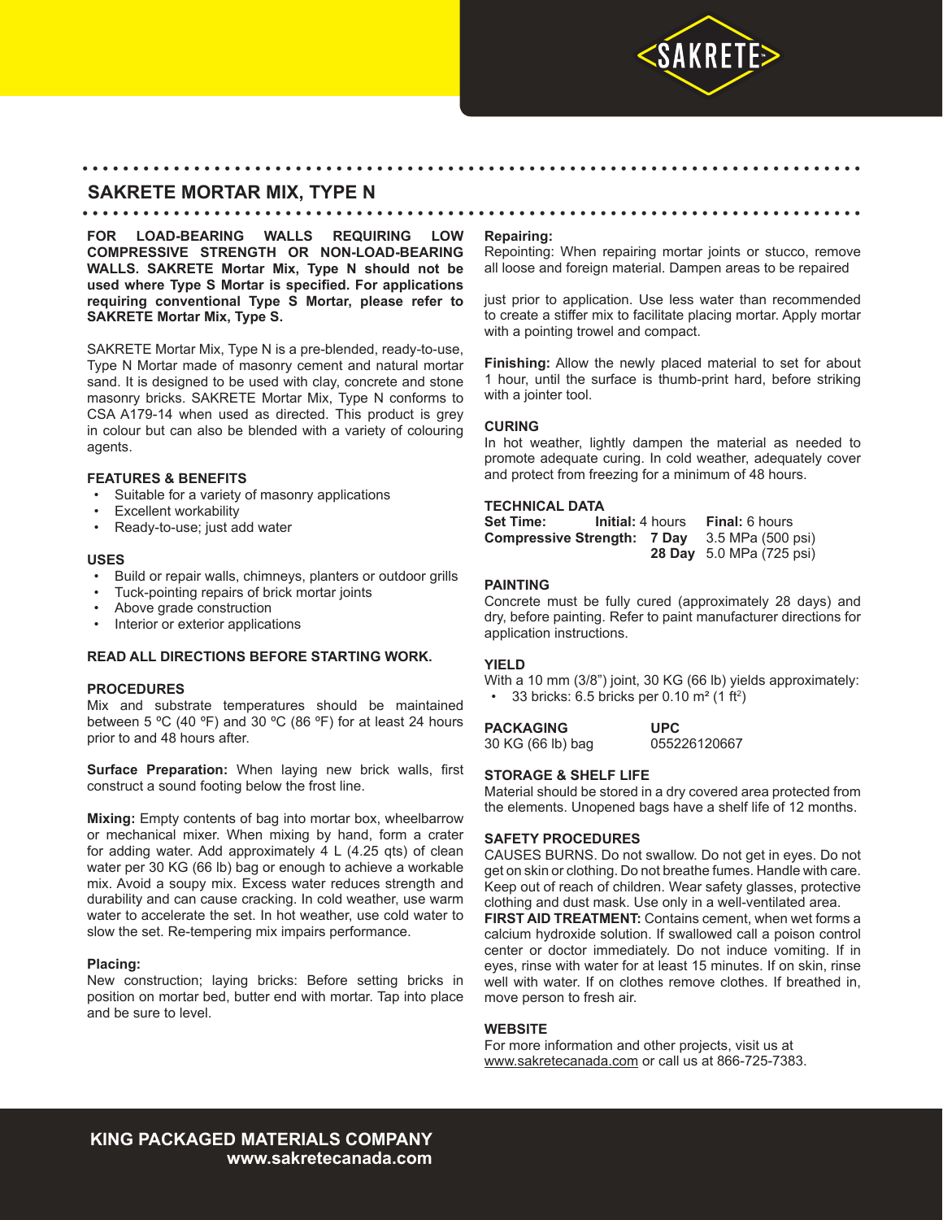## SAKRETE MORTAR MIX, TYPE N

**FOR LOAD-BEARING WALLS REQUIRING LOW COMPRESSIVE STRENGTH OR NON-LOAD-BEARING WALLS. SAKRETE Mortar Mix, Type N should not be used where Type S Mortar is specified. For applications requiring conventional Type S Mortar, please refer to SAKRETE Mortar Mix, Type S.**

SAKRETE Mortar Mix, Type N is a pre-blended, ready-to-use, Type N Mortar made of masonry cement and natural mortar sand. It is designed to be used with clay, concrete and stone masonry bricks. SAKRETE Mortar Mix, Type N conforms to CSA A179-14 when used as directed. This product is grey in colour but can also be blended with a variety of colouring agents.

### FEATURES & BENEFITS

- Suitable for a variety of masonry applications
- Excellent workability
- Ready-to-use; just add water

### USES

- Build or repair walls, chimneys, planters or outdoor grills
- Tuck-pointing repairs of brick mortar joints
- Above grade construction
- Interior or exterior applications

### READ ALL DIRECTIONS BEFORE STARTING WORK.

### PROCEDURES

Mix and substrate temperatures should be maintained between 5 ºC (40 ºF) and 30 ºC (86 ºF) for at least 24 hours prior to and 48 hours after.

**Surface Preparation:** When laying new brick walls, first construct a sound footing below the frost line.

**Mixing:** Empty contents of bag into mortar box, wheelbarrow or mechanical mixer. When mixing by hand, form a crater for adding water. Add approximately 4 L (4.25 qts) of clean water per 30 KG (66 lb) bag or enough to achieve a workable mix. Avoid a soupy mix. Excess water reduces strength and durability and can cause cracking. In cold weather, use warm water to accelerate the set. In hot weather, use cold water to slow the set. Re-tempering mix impairs performance.

**Placing:**

New construction; laying bricks: Before setting bricks in position on mortar bed, butter end with mortar. Tap into place and be sure to level.

**Repairing:**

Repointing: When repairing mortar joints or stucco, remove all loose and foreign material. Dampen areas to be repaired just prior to application. Use less water than recommended to create a stiffer mix to facilitate placing mortar. Apply mortar with a pointing trowel and compact.

**Finishing:** Allow the newly placed material to set for about 1 hour, until the surface is thumb-print hard, before striking with a jointer tool.

### CURING

In hot weather, lightly dampen the material as needed to promote adequate curing. In cold weather, adequately cover and protect from freezing for a minimum of 48 hours.

### TECHNICAL DATA

| | | |
|---|---|---|
| **Set Time:** | **Initial:** 4 hours | **Final:** 6 hours |
| **Compressive Strength:** | **7 Day** | 3.5 MPa (500 psi) |
| | **28 Day** | 5.0 MPa (725 psi) |

### PAINTING

Concrete must be fully cured (approximately 28 days) and dry, before painting. Refer to paint manufacturer directions for application instructions.

### YIELD

With a 10 mm (3/8") joint, 30 KG (66 lb) yields approximately:

- 33 bricks: 6.5 bricks per 0.10 m² (1 ft²)

| PACKAGING | UPC |
|---|---|
| 30 KG (66 lb) bag | 055226120667 |

### STORAGE & SHELF LIFE

Material should be stored in a dry covered area protected from the elements. Unopened bags have a shelf life of 12 months.

### SAFETY PROCEDURES

CAUSES BURNS. Do not swallow. Do not get in eyes. Do not get on skin or clothing. Do not breathe fumes. Handle with care. Keep out of reach of children. Wear safety glasses, protective clothing and dust mask. Use only in a well-ventilated area.

**FIRST AID TREATMENT:** Contains cement, when wet forms a calcium hydroxide solution. If swallowed call a poison control center or doctor immediately. Do not induce vomiting. If in eyes, rinse with water for at least 15 minutes. If on skin, rinse well with water. If on clothes remove clothes. If breathed in, move person to fresh air.

### WEBSITE

For more information and other projects, visit us at www.sakretecanada.com or call us at 866-725-7383.

**KING PACKAGED MATERIALS COMPANY**
**www.sakretecanada.com**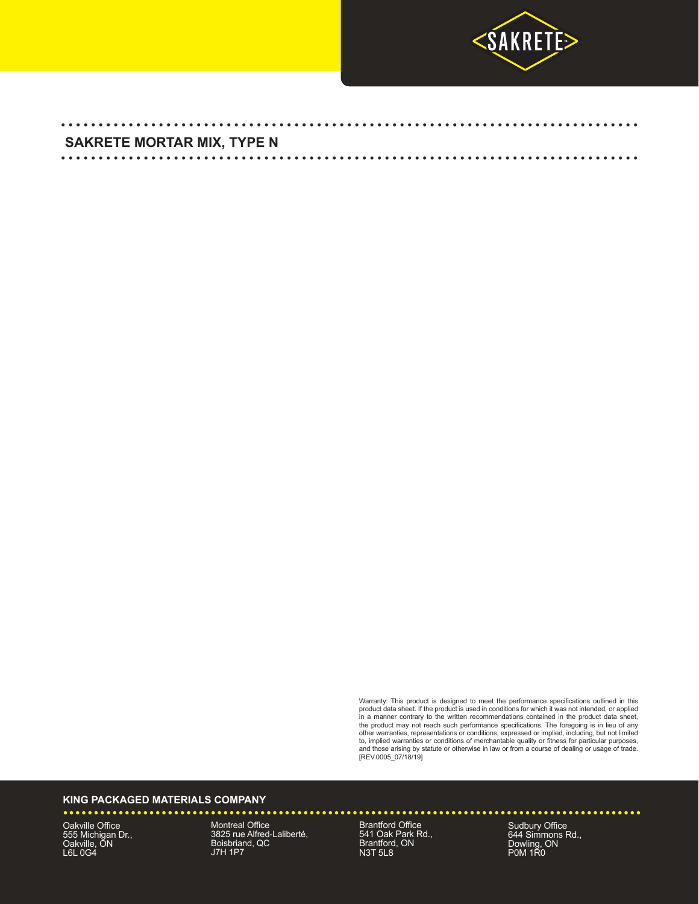## SAKRETE MORTAR MIX, TYPE N

Warranty: This product is designed to meet the performance specifications outlined in this product data sheet. If the product is used in conditions for which it was not intended, or applied in a manner contrary to the written recommendations contained in the product data sheet, the product may not reach such performance specifications. The foregoing is in lieu of any other warranties, representations or conditions, expressed or implied, including, but not limited to, implied warranties or conditions of merchantable quality or fitness for particular purposes, and those arising by statute or otherwise in law or from a course of dealing or usage of trade. [REV.0005_07/18/19]

**KING PACKAGED MATERIALS COMPANY**

Oakville Office
555 Michigan Dr.,
Oakville, ON
L6L 0G4

Montreal Office
3825 rue Alfred-Laliberté,
Boisbriand, QC
J7H 1P7

Brantford Office
541 Oak Park Rd.,
Brantford, ON
N3T 5L8

Sudbury Office
644 Simmons Rd.,
Dowling, ON
P0M 1R0